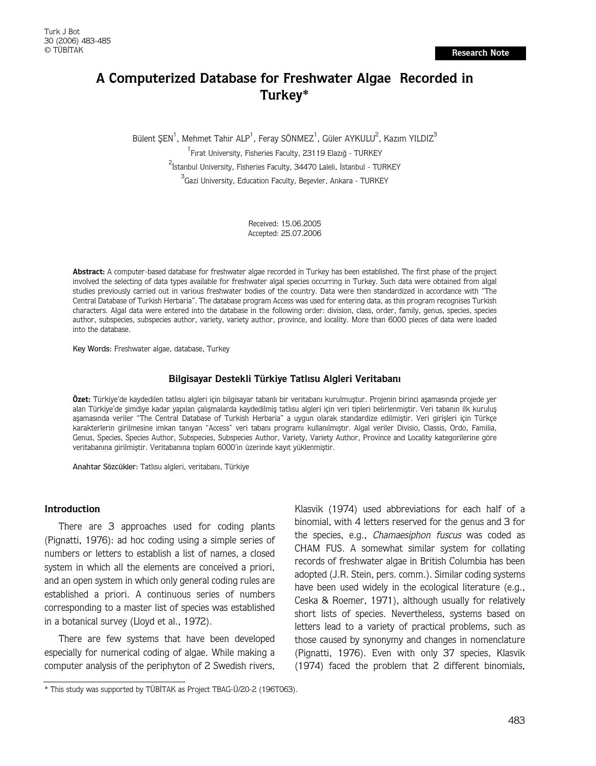Research Note

# A Computerized Database for Freshwater Algae Recorded in Turkey*

Bülent ŞEN[1], Mehmet Tahir ALP[1], Feray SÖNMEZ[1], Güler AYKULU[2], Kazım YILDIZ[3]

[1]Fırat University, Fisheries Faculty, 23119 Elazığ - TURKEY

[2]İstanbul University, Fisheries Faculty, 34470 Laleli, İstanbul - TURKEY

[3]Gazi University, Education Faculty, Beşevler, Ankara - TURKEY

Received: 15.06.2005
Accepted: 25.07.2006

**Abstract:** A computer-based database for freshwater algae recorded in Turkey has been established. The first phase of the project involved the selecting of data types available for freshwater algal species occurring in Turkey. Such data were obtained from algal studies previously carried out in various freshwater bodies of the country. Data were then standardized in accordance with "The Central Database of Turkish Herbaria". The database program Access was used for entering data, as this program recognises Turkish characters. Algal data were entered into the database in the following order: division, class, order, family, genus, species, species author, subspecies, subspecies author, variety, variety author, province, and locality. More than 6000 pieces of data were loaded into the database.

Key Words: Freshwater algae, database, Turkey

### Bilgisayar Destekli Türkiye Tatlısu Algleri Veritabanı

**Özet:** Türkiye'de kaydedilen tatlısu algleri için bilgisayar tabanlı bir veritabanı kurulmuştur. Projenin birinci aşamasında projede yer alan Türkiye'de şimdiye kadar yapılan çalışmalarda kaydedilmiş tatlısu algleri için veri tipleri belirlenmiştir. Veri tabanın ilk kuruluş aşamasında veriler "The Central Database of Turkish Herbaria" a uygun olarak standardize edilmiştir. Veri girişleri için Türkçe karakterlerin girilmesine imkan tanıyan "Access" veri tabanı programı kullanılmıştır. Algal veriler Divisio, Classis, Ordo, Familia, Genus, Species, Species Author, Subspecies, Subspecies Author, Variety, Variety Author, Province and Locality kategorilerine göre veritabanına girilmiştir. Veritabanına toplam 6000'in üzerinde kayıt yüklenmiştir.

Anahtar Sözcükler: Tatlısu algleri, veritabanı, Türkiye

## Introduction

There are 3 approaches used for coding plants (Pignatti, 1976): ad hoc coding using a simple series of numbers or letters to establish a list of names, a closed system in which all the elements are conceived a priori, and an open system in which only general coding rules are established a priori. A continuous series of numbers corresponding to a master list of species was established in a botanical survey (Lloyd et al., 1972).

There are few systems that have been developed especially for numerical coding of algae. While making a computer analysis of the periphyton of 2 Swedish rivers, Klasvik (1974) used abbreviations for each half of a binomial, with 4 letters reserved for the genus and 3 for the species, e.g., *Chamaesiphon fuscus* was coded as CHAM FUS. A somewhat similar system for collating records of freshwater algae in British Columbia has been adopted (J.R. Stein, pers. comm.). Similar coding systems have been used widely in the ecological literature (e.g., Ceska & Roemer, 1971), although usually for relatively short lists of species. Nevertheless, systems based on letters lead to a variety of practical problems, such as those caused by synonymy and changes in nomenclature (Pignatti, 1976). Even with only 37 species, Klasvik (1974) faced the problem that 2 different binomials,

* This study was supported by TÜBİTAK as Project TBAG-Ü/20-2 (196T063).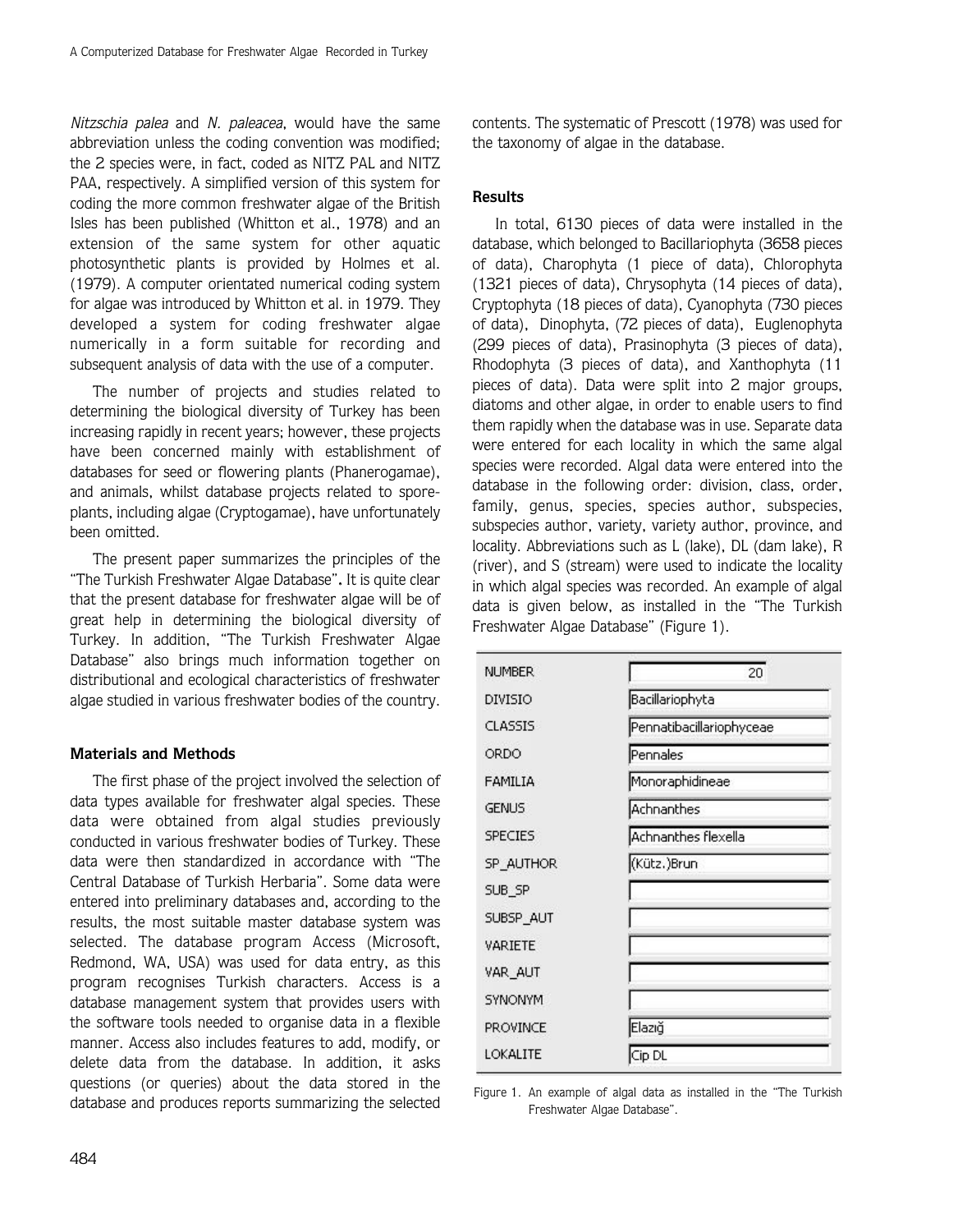*Nitzschia palea* and *N. paleacea*, would have the same abbreviation unless the coding convention was modified; the 2 species were, in fact, coded as NITZ PAL and NITZ PAA, respectively. A simplified version of this system for coding the more common freshwater algae of the British Isles has been published (Whitton et al., 1978) and an extension of the same system for other aquatic photosynthetic plants is provided by Holmes et al. (1979). A computer orientated numerical coding system for algae was introduced by Whitton et al. in 1979. They developed a system for coding freshwater algae numerically in a form suitable for recording and subsequent analysis of data with the use of a computer.

The number of projects and studies related to determining the biological diversity of Turkey has been increasing rapidly in recent years; however, these projects have been concerned mainly with establishment of databases for seed or flowering plants (Phanerogamae), and animals, whilst database projects related to spore-plants, including algae (Cryptogamae), have unfortunately been omitted.

The present paper summarizes the principles of the "The Turkish Freshwater Algae Database". It is quite clear that the present database for freshwater algae will be of great help in determining the biological diversity of Turkey. In addition, "The Turkish Freshwater Algae Database" also brings much information together on distributional and ecological characteristics of freshwater algae studied in various freshwater bodies of the country.

## Materials and Methods

The first phase of the project involved the selection of data types available for freshwater algal species. These data were obtained from algal studies previously conducted in various freshwater bodies of Turkey. These data were then standardized in accordance with "The Central Database of Turkish Herbaria". Some data were entered into preliminary databases and, according to the results, the most suitable master database system was selected. The database program Access (Microsoft, Redmond, WA, USA) was used for data entry, as this program recognises Turkish characters. Access is a database management system that provides users with the software tools needed to organise data in a flexible manner. Access also includes features to add, modify, or delete data from the database. In addition, it asks questions (or queries) about the data stored in the database and produces reports summarizing the selected contents. The systematic of Prescott (1978) was used for the taxonomy of algae in the database.

## Results

In total, 6130 pieces of data were installed in the database, which belonged to Bacillariophyta (3658 pieces of data), Charophyta (1 piece of data), Chlorophyta (1321 pieces of data), Chrysophyta (14 pieces of data), Cryptophyta (18 pieces of data), Cyanophyta (730 pieces of data), Dinophyta, (72 pieces of data), Euglenophyta (299 pieces of data), Prasinophyta (3 pieces of data), Rhodophyta (3 pieces of data), and Xanthophyta (11 pieces of data). Data were split into 2 major groups, diatoms and other algae, in order to enable users to find them rapidly when the database was in use. Separate data were entered for each locality in which the same algal species were recorded. Algal data were entered into the database in the following order: division, class, order, family, genus, species, species author, subspecies, subspecies author, variety, variety author, province, and locality. Abbreviations such as L (lake), DL (dam lake), R (river), and S (stream) were used to indicate the locality in which algal species was recorded. An example of algal data is given below, as installed in the "The Turkish Freshwater Algae Database" (Figure 1).

| Field | Value |
|---|---|
| NUMBER | 20 |
| DIVISIO | Bacillariophyta |
| CLASSIS | Pennatibacillariophyceae |
| ORDO | Pennales |
| FAMILIA | Monoraphidineae |
| GENUS | Achnanthes |
| SPECIES | Achnanthes flexella |
| SP_AUTHOR | (Kütz.)Brun |
| SUB_SP | |
| SUBSP_AUT | |
| VARIETE | |
| VAR_AUT | |
| SYNONYM | |
| PROVINCE | Elazığ |
| LOKALITE | Cip DL |

Figure 1. An example of algal data as installed in the "The Turkish Freshwater Algae Database".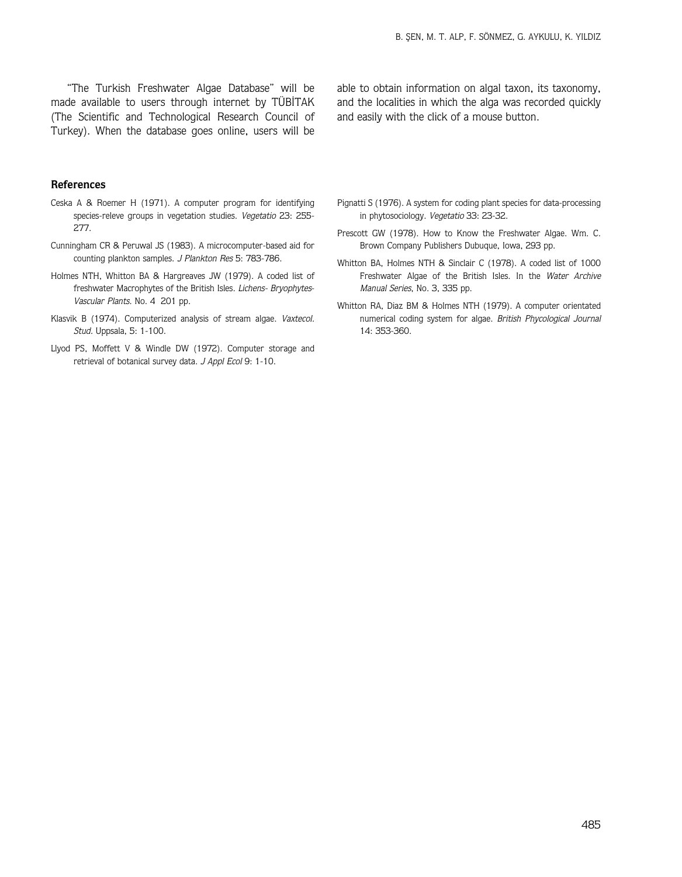"The Turkish Freshwater Algae Database" will be made available to users through internet by TÜBİTAK (The Scientific and Technological Research Council of Turkey). When the database goes online, users will be able to obtain information on algal taxon, its taxonomy, and the localities in which the alga was recorded quickly and easily with the click of a mouse button.

## References

Ceska A & Roemer H (1971). A computer program for identifying species-releve groups in vegetation studies. *Vegetatio* 23: 255-277.

Cunningham CR & Peruwal JS (1983). A microcomputer-based aid for counting plankton samples. *J Plankton Res* 5: 783-786.

Holmes NTH, Whitton BA & Hargreaves JW (1979). A coded list of freshwater Macrophytes of the British Isles. *Lichens- Bryophytes-Vascular Plants*. No. 4 201 pp.

Klasvik B (1974). Computerized analysis of stream algae. *Vaxtecol. Stud.* Uppsala, 5: 1-100.

Llyod PS, Moffett V & Windle DW (1972). Computer storage and retrieval of botanical survey data. *J Appl Ecol* 9: 1-10.

Pignatti S (1976). A system for coding plant species for data-processing in phytosociology. *Vegetatio* 33: 23-32.

Prescott GW (1978). How to Know the Freshwater Algae. Wm. C. Brown Company Publishers Dubuque, Iowa, 293 pp.

Whitton BA, Holmes NTH & Sinclair C (1978). A coded list of 1000 Freshwater Algae of the British Isles. In the *Water Archive Manual Series*, No. 3, 335 pp.

Whitton RA, Diaz BM & Holmes NTH (1979). A computer orientated numerical coding system for algae. *British Phycological Journal* 14: 353-360.